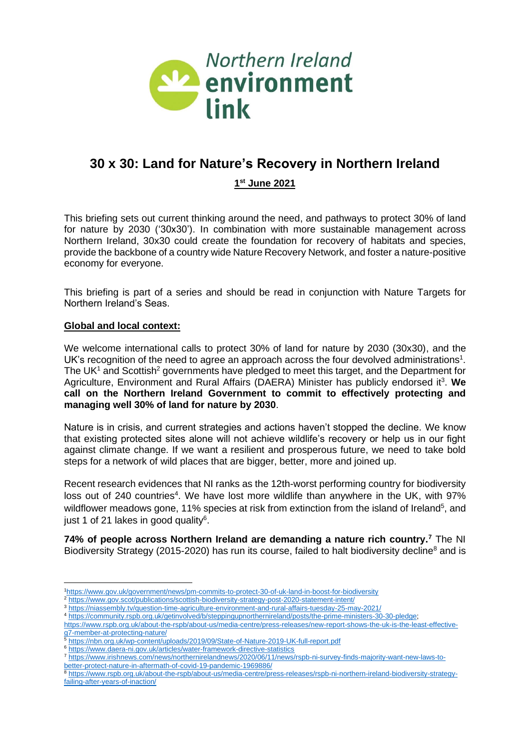Northern Ireland environment link

# 30 x 30: Land for Nature's Recovery in Northern Ireland

**1st June 2021**

This briefing sets out current thinking around the need, and pathways to protect 30% of land for nature by 2030 ('30x30'). In combination with more sustainable management across Northern Ireland, 30x30 could create the foundation for recovery of habitats and species, provide the backbone of a country wide Nature Recovery Network, and foster a nature-positive economy for everyone.

This briefing is part of a series and should be read in conjunction with Nature Targets for Northern Ireland's Seas.

## Global and local context:

We welcome international calls to protect 30% of land for nature by 2030 (30x30), and the UK's recognition of the need to agree an approach across the four devolved administrations[1]. The UK[1] and Scottish[2] governments have pledged to meet this target, and the Department for Agriculture, Environment and Rural Affairs (DAERA) Minister has publicly endorsed it[3]. **We call on the Northern Ireland Government to commit to effectively protecting and managing well 30% of land for nature by 2030**.

Nature is in crisis, and current strategies and actions haven't stopped the decline. We know that existing protected sites alone will not achieve wildlife's recovery or help us in our fight against climate change. If we want a resilient and prosperous future, we need to take bold steps for a network of wild places that are bigger, better, more and joined up.

Recent research evidences that NI ranks as the 12th-worst performing country for biodiversity loss out of 240 countries[4]. We have lost more wildlife than anywhere in the UK, with 97% wildflower meadows gone, 11% species at risk from extinction from the island of Ireland[5], and just 1 of 21 lakes in good quality[6].

**74% of people across Northern Ireland are demanding a nature rich country.[7]** The NI Biodiversity Strategy (2015-2020) has run its course, failed to halt biodiversity decline[8] and is

---

[1] https://www.gov.uk/government/news/pm-commits-to-protect-30-of-uk-land-in-boost-for-biodiversity

[2] https://www.gov.scot/publications/scottish-biodiversity-strategy-post-2020-statement-intent/

[3] https://niassembly.tv/question-time-agriculture-environment-and-rural-affairs-tuesday-25-may-2021/

[4] https://community.rspb.org.uk/getinvolved/b/steppingupnorthernireland/posts/the-prime-ministers-30-30-pledge; https://www.rspb.org.uk/about-the-rspb/about-us/media-centre/press-releases/new-report-shows-the-uk-is-the-least-effective-g7-member-at-protecting-nature/

[5] https://nbn.org.uk/wp-content/uploads/2019/09/State-of-Nature-2019-UK-full-report.pdf

[6] https://www.daera-ni.gov.uk/articles/water-framework-directive-statistics

[7] https://www.irishnews.com/news/northernirelandnews/2020/06/11/news/rspb-ni-survey-finds-majority-want-new-laws-to-better-protect-nature-in-aftermath-of-covid-19-pandemic-1969886/

[8] https://www.rspb.org.uk/about-the-rspb/about-us/media-centre/press-releases/rspb-ni-northern-ireland-biodiversity-strategy-failing-after-years-of-inaction/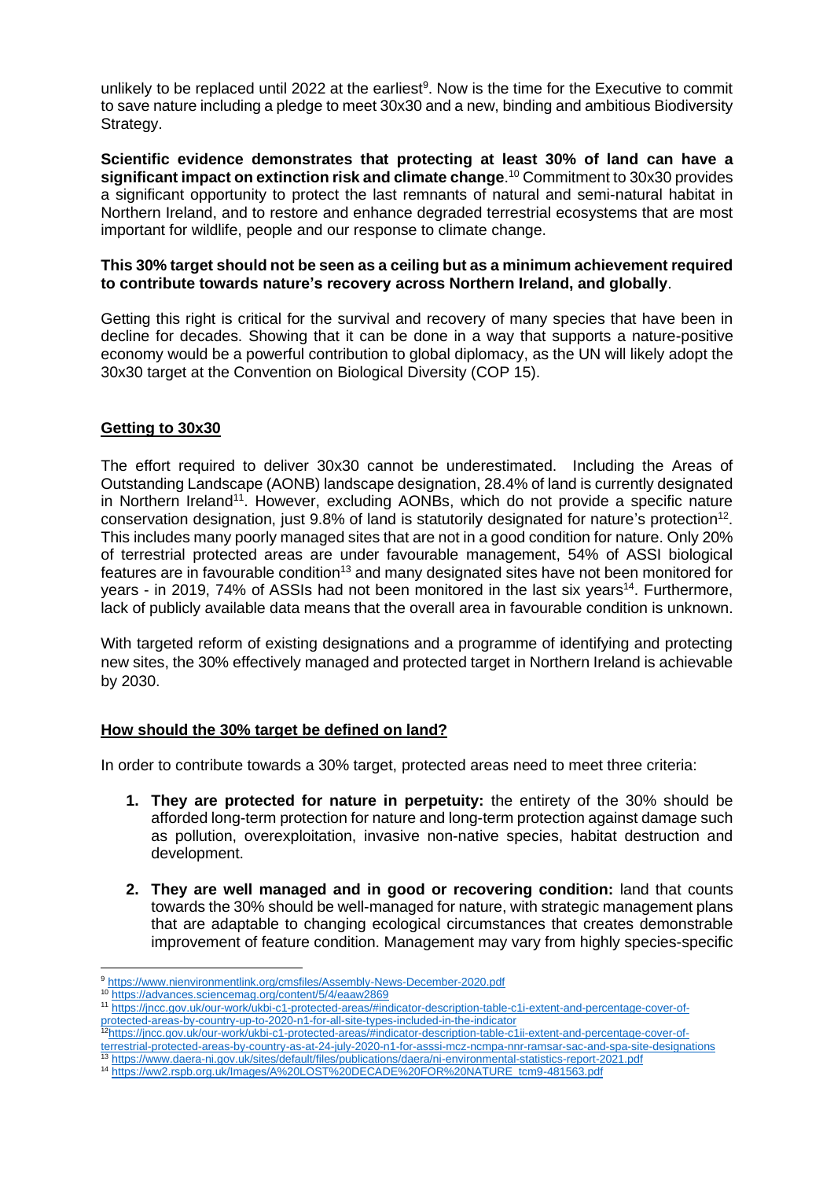unlikely to be replaced until 2022 at the earliest[9]. Now is the time for the Executive to commit to save nature including a pledge to meet 30x30 and a new, binding and ambitious Biodiversity Strategy.

**Scientific evidence demonstrates that protecting at least 30% of land can have a significant impact on extinction risk and climate change**.[10] Commitment to 30x30 provides a significant opportunity to protect the last remnants of natural and semi-natural habitat in Northern Ireland, and to restore and enhance degraded terrestrial ecosystems that are most important for wildlife, people and our response to climate change.

**This 30% target should not be seen as a ceiling but as a minimum achievement required to contribute towards nature's recovery across Northern Ireland, and globally**.

Getting this right is critical for the survival and recovery of many species that have been in decline for decades. Showing that it can be done in a way that supports a nature-positive economy would be a powerful contribution to global diplomacy, as the UN will likely adopt the 30x30 target at the Convention on Biological Diversity (COP 15).

## Getting to 30x30

The effort required to deliver 30x30 cannot be underestimated. Including the Areas of Outstanding Landscape (AONB) landscape designation, 28.4% of land is currently designated in Northern Ireland[11]. However, excluding AONBs, which do not provide a specific nature conservation designation, just 9.8% of land is statutorily designated for nature's protection[12]. This includes many poorly managed sites that are not in a good condition for nature. Only 20% of terrestrial protected areas are under favourable management, 54% of ASSI biological features are in favourable condition[13] and many designated sites have not been monitored for years - in 2019, 74% of ASSIs had not been monitored in the last six years[14]. Furthermore, lack of publicly available data means that the overall area in favourable condition is unknown.

With targeted reform of existing designations and a programme of identifying and protecting new sites, the 30% effectively managed and protected target in Northern Ireland is achievable by 2030.

## How should the 30% target be defined on land?

In order to contribute towards a 30% target, protected areas need to meet three criteria:

1. **They are protected for nature in perpetuity:** the entirety of the 30% should be afforded long-term protection for nature and long-term protection against damage such as pollution, overexploitation, invasive non-native species, habitat destruction and development.

2. **They are well managed and in good or recovering condition:** land that counts towards the 30% should be well-managed for nature, with strategic management plans that are adaptable to changing ecological circumstances that creates demonstrable improvement of feature condition. Management may vary from highly species-specific

---

[9] https://www.nienvironmentlink.org/cmsfiles/Assembly-News-December-2020.pdf
[10] https://advances.sciencemag.org/content/5/4/eaaw2869
[11] https://jncc.gov.uk/our-work/ukbi-c1-protected-areas/#indicator-description-table-c1i-extent-and-percentage-cover-of-protected-areas-by-country-up-to-2020-n1-for-all-site-types-included-in-the-indicator
[12] https://jncc.gov.uk/our-work/ukbi-c1-protected-areas/#indicator-description-table-c1ii-extent-and-percentage-cover-of-terrestrial-protected-areas-by-country-as-at-24-july-2020-n1-for-asssi-mcz-ncmpa-nnr-ramsar-sac-and-spa-site-designations
[13] https://www.daera-ni.gov.uk/sites/default/files/publications/daera/ni-environmental-statistics-report-2021.pdf
[14] https://ww2.rspb.org.uk/Images/A%20LOST%20DECADE%20FOR%20NATURE_tcm9-481563.pdf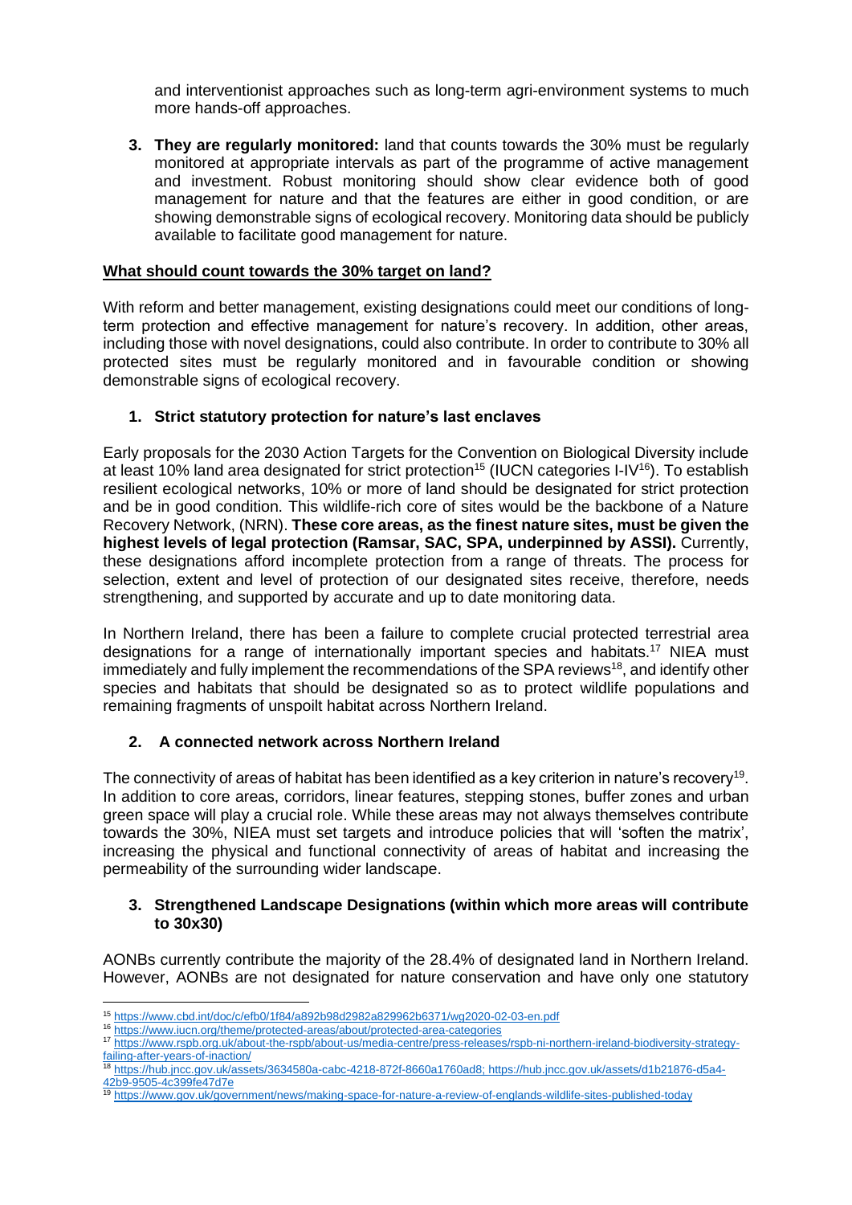and interventionist approaches such as long-term agri-environment systems to much more hands-off approaches.

3. **They are regularly monitored:** land that counts towards the 30% must be regularly monitored at appropriate intervals as part of the programme of active management and investment. Robust monitoring should show clear evidence both of good management for nature and that the features are either in good condition, or are showing demonstrable signs of ecological recovery. Monitoring data should be publicly available to facilitate good management for nature.

## What should count towards the 30% target on land?

With reform and better management, existing designations could meet our conditions of long-term protection and effective management for nature's recovery. In addition, other areas, including those with novel designations, could also contribute. In order to contribute to 30% all protected sites must be regularly monitored and in favourable condition or showing demonstrable signs of ecological recovery.

### 1. Strict statutory protection for nature's last enclaves

Early proposals for the 2030 Action Targets for the Convention on Biological Diversity include at least 10% land area designated for strict protection[15] (IUCN categories I-IV[16]). To establish resilient ecological networks, 10% or more of land should be designated for strict protection and be in good condition. This wildlife-rich core of sites would be the backbone of a Nature Recovery Network, (NRN). **These core areas, as the finest nature sites, must be given the highest levels of legal protection (Ramsar, SAC, SPA, underpinned by ASSI).** Currently, these designations afford incomplete protection from a range of threats. The process for selection, extent and level of protection of our designated sites receive, therefore, needs strengthening, and supported by accurate and up to date monitoring data.

In Northern Ireland, there has been a failure to complete crucial protected terrestrial area designations for a range of internationally important species and habitats.[17] NIEA must immediately and fully implement the recommendations of the SPA reviews[18], and identify other species and habitats that should be designated so as to protect wildlife populations and remaining fragments of unspoilt habitat across Northern Ireland.

### 2. A connected network across Northern Ireland

The connectivity of areas of habitat has been identified as a key criterion in nature's recovery[19]. In addition to core areas, corridors, linear features, stepping stones, buffer zones and urban green space will play a crucial role. While these areas may not always themselves contribute towards the 30%, NIEA must set targets and introduce policies that will 'soften the matrix', increasing the physical and functional connectivity of areas of habitat and increasing the permeability of the surrounding wider landscape.

### 3. Strengthened Landscape Designations (within which more areas will contribute to 30x30)

AONBs currently contribute the majority of the 28.4% of designated land in Northern Ireland. However, AONBs are not designated for nature conservation and have only one statutory

---

[15] https://www.cbd.int/doc/c/efb0/1f84/a892b98d2982a829962b6371/wg2020-02-03-en.pdf

[16] https://www.iucn.org/theme/protected-areas/about/protected-area-categories

[17] https://www.rspb.org.uk/about-the-rspb/about-us/media-centre/press-releases/rspb-ni-northern-ireland-biodiversity-strategy-failing-after-years-of-inaction/

[18] https://hub.jncc.gov.uk/assets/3634580a-cabc-4218-872f-8660a1760ad8; https://hub.jncc.gov.uk/assets/d1b21876-d5a4-42b9-9505-4c399fe47d7e

[19] https://www.gov.uk/government/news/making-space-for-nature-a-review-of-englands-wildlife-sites-published-today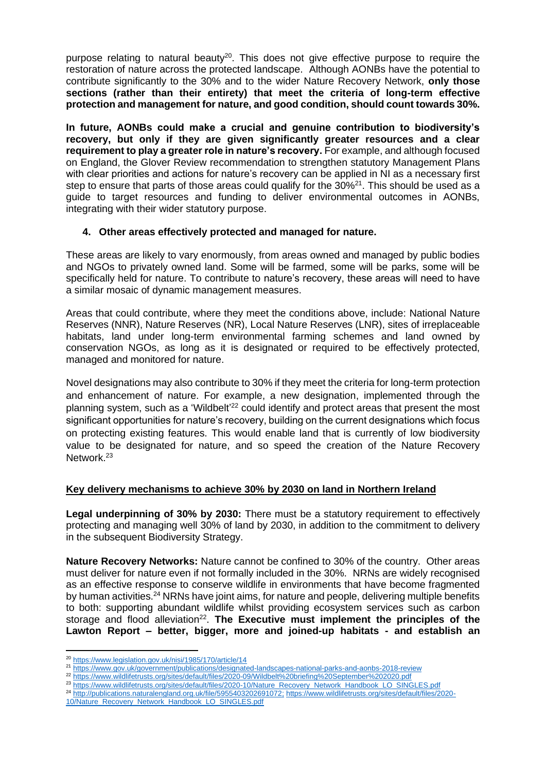purpose relating to natural beauty[20]. This does not give effective purpose to require the restoration of nature across the protected landscape. Although AONBs have the potential to contribute significantly to the 30% and to the wider Nature Recovery Network, **only those sections (rather than their entirety) that meet the criteria of long-term effective protection and management for nature, and good condition, should count towards 30%.**

**In future, AONBs could make a crucial and genuine contribution to biodiversity's recovery, but only if they are given significantly greater resources and a clear requirement to play a greater role in nature's recovery.** For example, and although focused on England, the Glover Review recommendation to strengthen statutory Management Plans with clear priorities and actions for nature's recovery can be applied in NI as a necessary first step to ensure that parts of those areas could qualify for the 30%[21]. This should be used as a guide to target resources and funding to deliver environmental outcomes in AONBs, integrating with their wider statutory purpose.

### 4. Other areas effectively protected and managed for nature.

These areas are likely to vary enormously, from areas owned and managed by public bodies and NGOs to privately owned land. Some will be farmed, some will be parks, some will be specifically held for nature. To contribute to nature's recovery, these areas will need to have a similar mosaic of dynamic management measures.

Areas that could contribute, where they meet the conditions above, include: National Nature Reserves (NNR), Nature Reserves (NR), Local Nature Reserves (LNR), sites of irreplaceable habitats, land under long-term environmental farming schemes and land owned by conservation NGOs, as long as it is designated or required to be effectively protected, managed and monitored for nature.

Novel designations may also contribute to 30% if they meet the criteria for long-term protection and enhancement of nature. For example, a new designation, implemented through the planning system, such as a 'Wildbelt'[22] could identify and protect areas that present the most significant opportunities for nature's recovery, building on the current designations which focus on protecting existing features. This would enable land that is currently of low biodiversity value to be designated for nature, and so speed the creation of the Nature Recovery Network.[23]

## Key delivery mechanisms to achieve 30% by 2030 on land in Northern Ireland

**Legal underpinning of 30% by 2030:** There must be a statutory requirement to effectively protecting and managing well 30% of land by 2030, in addition to the commitment to delivery in the subsequent Biodiversity Strategy.

**Nature Recovery Networks:** Nature cannot be confined to 30% of the country. Other areas must deliver for nature even if not formally included in the 30%. NRNs are widely recognised as an effective response to conserve wildlife in environments that have become fragmented by human activities.[24] NRNs have joint aims, for nature and people, delivering multiple benefits to both: supporting abundant wildlife whilst providing ecosystem services such as carbon storage and flood alleviation[22]. **The Executive must implement the principles of the Lawton Report – better, bigger, more and joined-up habitats - and establish an**

---

[20] https://www.legislation.gov.uk/nisi/1985/170/article/14

[21] https://www.gov.uk/government/publications/designated-landscapes-national-parks-and-aonbs-2018-review

[22] https://www.wildlifetrusts.org/sites/default/files/2020-09/Wildbelt%20briefing%20September%202020.pdf

[23] https://www.wildlifetrusts.org/sites/default/files/2020-10/Nature_Recovery_Network_Handbook_LO_SINGLES.pdf

[24] http://publications.naturalengland.org.uk/file/5955403202691072; https://www.wildlifetrusts.org/sites/default/files/2020-10/Nature_Recovery_Network_Handbook_LO_SINGLES.pdf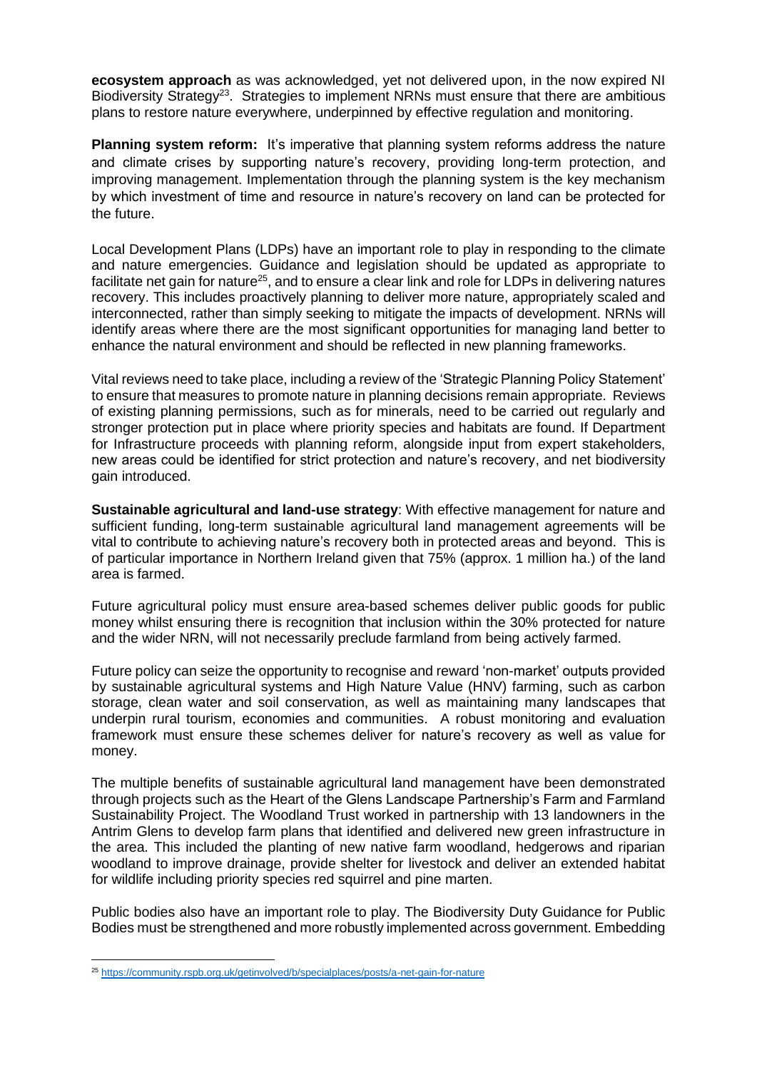**ecosystem approach** as was acknowledged, yet not delivered upon, in the now expired NI Biodiversity Strategy[23]. Strategies to implement NRNs must ensure that there are ambitious plans to restore nature everywhere, underpinned by effective regulation and monitoring.

**Planning system reform:** It's imperative that planning system reforms address the nature and climate crises by supporting nature's recovery, providing long-term protection, and improving management. Implementation through the planning system is the key mechanism by which investment of time and resource in nature's recovery on land can be protected for the future.

Local Development Plans (LDPs) have an important role to play in responding to the climate and nature emergencies. Guidance and legislation should be updated as appropriate to facilitate net gain for nature[25], and to ensure a clear link and role for LDPs in delivering natures recovery. This includes proactively planning to deliver more nature, appropriately scaled and interconnected, rather than simply seeking to mitigate the impacts of development. NRNs will identify areas where there are the most significant opportunities for managing land better to enhance the natural environment and should be reflected in new planning frameworks.

Vital reviews need to take place, including a review of the 'Strategic Planning Policy Statement' to ensure that measures to promote nature in planning decisions remain appropriate. Reviews of existing planning permissions, such as for minerals, need to be carried out regularly and stronger protection put in place where priority species and habitats are found. If Department for Infrastructure proceeds with planning reform, alongside input from expert stakeholders, new areas could be identified for strict protection and nature's recovery, and net biodiversity gain introduced.

**Sustainable agricultural and land-use strategy**: With effective management for nature and sufficient funding, long-term sustainable agricultural land management agreements will be vital to contribute to achieving nature's recovery both in protected areas and beyond. This is of particular importance in Northern Ireland given that 75% (approx. 1 million ha.) of the land area is farmed.

Future agricultural policy must ensure area-based schemes deliver public goods for public money whilst ensuring there is recognition that inclusion within the 30% protected for nature and the wider NRN, will not necessarily preclude farmland from being actively farmed.

Future policy can seize the opportunity to recognise and reward 'non-market' outputs provided by sustainable agricultural systems and High Nature Value (HNV) farming, such as carbon storage, clean water and soil conservation, as well as maintaining many landscapes that underpin rural tourism, economies and communities. A robust monitoring and evaluation framework must ensure these schemes deliver for nature's recovery as well as value for money.

The multiple benefits of sustainable agricultural land management have been demonstrated through projects such as the Heart of the Glens Landscape Partnership's Farm and Farmland Sustainability Project. The Woodland Trust worked in partnership with 13 landowners in the Antrim Glens to develop farm plans that identified and delivered new green infrastructure in the area. This included the planting of new native farm woodland, hedgerows and riparian woodland to improve drainage, provide shelter for livestock and deliver an extended habitat for wildlife including priority species red squirrel and pine marten.

Public bodies also have an important role to play. The Biodiversity Duty Guidance for Public Bodies must be strengthened and more robustly implemented across government. Embedding

---

[25] https://community.rspb.org.uk/getinvolved/b/specialplaces/posts/a-net-gain-for-nature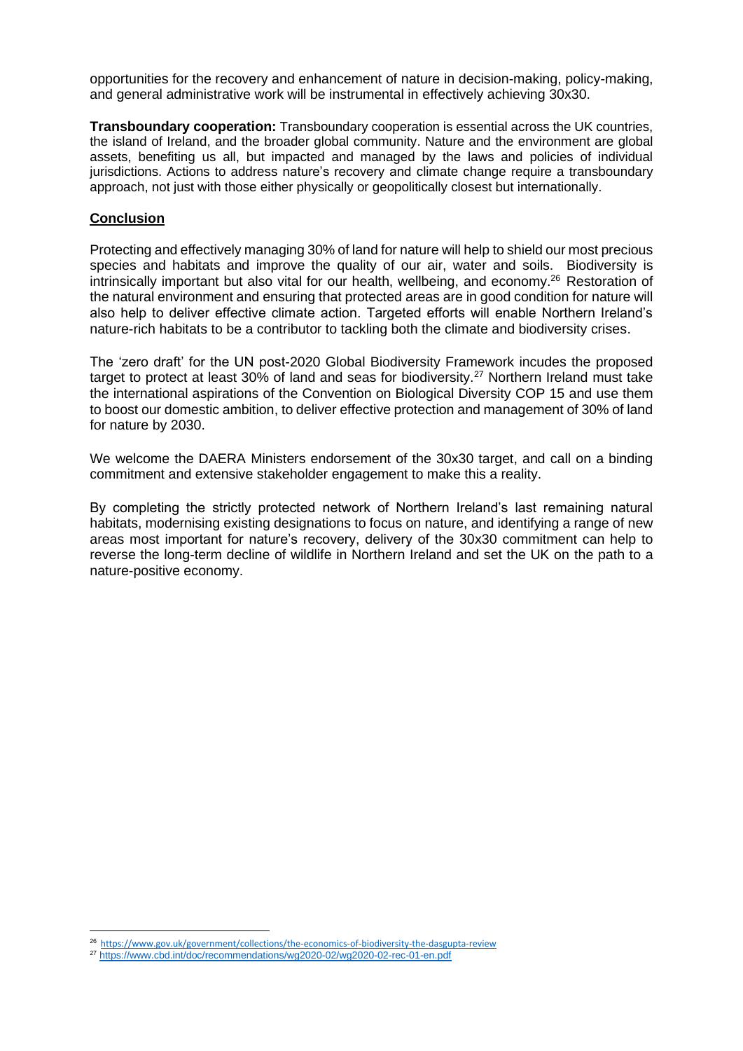opportunities for the recovery and enhancement of nature in decision-making, policy-making, and general administrative work will be instrumental in effectively achieving 30x30.

**Transboundary cooperation:** Transboundary cooperation is essential across the UK countries, the island of Ireland, and the broader global community. Nature and the environment are global assets, benefiting us all, but impacted and managed by the laws and policies of individual jurisdictions. Actions to address nature's recovery and climate change require a transboundary approach, not just with those either physically or geopolitically closest but internationally.

## Conclusion

Protecting and effectively managing 30% of land for nature will help to shield our most precious species and habitats and improve the quality of our air, water and soils. Biodiversity is intrinsically important but also vital for our health, wellbeing, and economy.[26] Restoration of the natural environment and ensuring that protected areas are in good condition for nature will also help to deliver effective climate action. Targeted efforts will enable Northern Ireland's nature-rich habitats to be a contributor to tackling both the climate and biodiversity crises.

The 'zero draft' for the UN post-2020 Global Biodiversity Framework incudes the proposed target to protect at least 30% of land and seas for biodiversity.[27] Northern Ireland must take the international aspirations of the Convention on Biological Diversity COP 15 and use them to boost our domestic ambition, to deliver effective protection and management of 30% of land for nature by 2030.

We welcome the DAERA Ministers endorsement of the 30x30 target, and call on a binding commitment and extensive stakeholder engagement to make this a reality.

By completing the strictly protected network of Northern Ireland's last remaining natural habitats, modernising existing designations to focus on nature, and identifying a range of new areas most important for nature's recovery, delivery of the 30x30 commitment can help to reverse the long-term decline of wildlife in Northern Ireland and set the UK on the path to a nature-positive economy.

---

[26] https://www.gov.uk/government/collections/the-economics-of-biodiversity-the-dasgupta-review

[27] https://www.cbd.int/doc/recommendations/wg2020-02/wg2020-02-rec-01-en.pdf